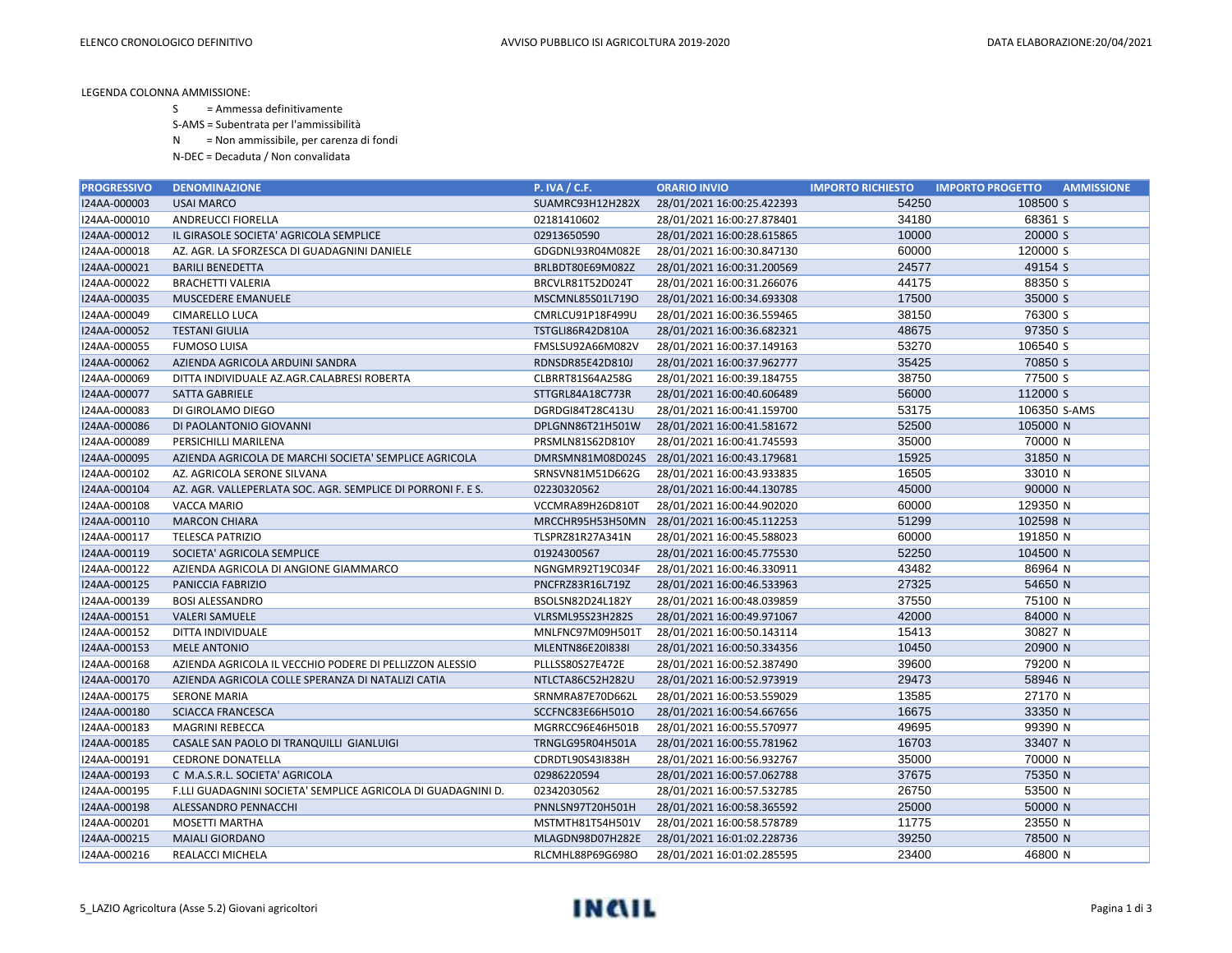LEGENDA COLONNA AMMISSIONE:

- S = Ammessa definitivamente
- S-AMS = Subentrata per l'ammissibilità
- N = Non ammissibile, per carenza di fondi
- N-DEC = Decaduta / Non convalidata

| PROGRESSIVO | DENOMINAZIONE | P. IVA / C.F. | ORARIO INVIO | IMPORTO RICHIESTO | IMPORTO PROGETTO | AMMISSIONE |
|---|---|---|---|---|---|---|
| I24AA-000003 | USAI MARCO | SUAMRC93H12H282X | 28/01/2021 16:00:25.422393 | 54250 | 108500 | S |
| I24AA-000010 | ANDREUCCI FIORELLA | 02181410602 | 28/01/2021 16:00:27.878401 | 34180 | 68361 | S |
| I24AA-000012 | IL GIRASOLE SOCIETA' AGRICOLA SEMPLICE | 02913650590 | 28/01/2021 16:00:28.615865 | 10000 | 20000 | S |
| I24AA-000018 | AZ. AGR. LA SFORZESCA DI GUADAGNINI DANIELE | GDGDNL93R04M082E | 28/01/2021 16:00:30.847130 | 60000 | 120000 | S |
| I24AA-000021 | BARILI BENEDETTA | BRLBDT80E69M082Z | 28/01/2021 16:00:31.200569 | 24577 | 49154 | S |
| I24AA-000022 | BRACHETTI VALERIA | BRCVLR81T52D024T | 28/01/2021 16:00:31.266076 | 44175 | 88350 | S |
| I24AA-000035 | MUSCEDERE EMANUELE | MSCMNL85S01L719O | 28/01/2021 16:00:34.693308 | 17500 | 35000 | S |
| I24AA-000049 | CIMARELLO LUCA | CMRLCU91P18F499U | 28/01/2021 16:00:36.559465 | 38150 | 76300 | S |
| I24AA-000052 | TESTANI GIULIA | TSTGLI86R42D810A | 28/01/2021 16:00:36.682321 | 48675 | 97350 | S |
| I24AA-000055 | FUMOSO LUISA | FMSLSU92A66M082V | 28/01/2021 16:00:37.149163 | 53270 | 106540 | S |
| I24AA-000062 | AZIENDA AGRICOLA ARDUINI SANDRA | RDNSDR85E42D810J | 28/01/2021 16:00:37.962777 | 35425 | 70850 | S |
| I24AA-000069 | DITTA INDIVIDUALE AZ.AGR.CALABRESI ROBERTA | CLBRRT81S64A258G | 28/01/2021 16:00:39.184755 | 38750 | 77500 | S |
| I24AA-000077 | SATTA GABRIELE | STTGRL84A18C773R | 28/01/2021 16:00:40.606489 | 56000 | 112000 | S |
| I24AA-000083 | DI GIROLAMO DIEGO | DGRDGI84T28C413U | 28/01/2021 16:00:41.159700 | 53175 | 106350 | S-AMS |
| I24AA-000086 | DI PAOLANTONIO GIOVANNI | DPLGNN86T21H501W | 28/01/2021 16:00:41.581672 | 52500 | 105000 | N |
| I24AA-000089 | PERSICHILLI MARILENA | PRSMLN81S62D810Y | 28/01/2021 16:00:41.745593 | 35000 | 70000 | N |
| I24AA-000095 | AZIENDA AGRICOLA DE MARCHI SOCIETA' SEMPLICE AGRICOLA | DMRSMN81M08D024S | 28/01/2021 16:00:43.179681 | 15925 | 31850 | N |
| I24AA-000102 | AZ. AGRICOLA SERONE SILVANA | SRNSVN81M51D662G | 28/01/2021 16:00:43.933835 | 16505 | 33010 | N |
| I24AA-000104 | AZ. AGR. VALLEPERLATA SOC. AGR. SEMPLICE DI PORRONI F. E S. | 02230320562 | 28/01/2021 16:00:44.130785 | 45000 | 90000 | N |
| I24AA-000108 | VACCA MARIO | VCCMRA89H26D810T | 28/01/2021 16:00:44.902020 | 60000 | 129350 | N |
| I24AA-000110 | MARCON CHIARA | MRCCHR95H53H50MN | 28/01/2021 16:00:45.112253 | 51299 | 102598 | N |
| I24AA-000117 | TELESCA PATRIZIO | TLSPRZ81R27A341N | 28/01/2021 16:00:45.588023 | 60000 | 191850 | N |
| I24AA-000119 | SOCIETA' AGRICOLA SEMPLICE | 01924300567 | 28/01/2021 16:00:45.775530 | 52250 | 104500 | N |
| I24AA-000122 | AZIENDA AGRICOLA DI ANGIONE GIAMMARCO | NGNGMR92T19C034F | 28/01/2021 16:00:46.330911 | 43482 | 86964 | N |
| I24AA-000125 | PANICCIA FABRIZIO | PNCFRZ83R16L719Z | 28/01/2021 16:00:46.533963 | 27325 | 54650 | N |
| I24AA-000139 | BOSI ALESSANDRO | BSOLSN82D24L182Y | 28/01/2021 16:00:48.039859 | 37550 | 75100 | N |
| I24AA-000151 | VALERI SAMUELE | VLRSML95S23H282S | 28/01/2021 16:00:49.971067 | 42000 | 84000 | N |
| I24AA-000152 | DITTA INDIVIDUALE | MNLFNC97M09H501T | 28/01/2021 16:00:50.143114 | 15413 | 30827 | N |
| I24AA-000153 | MELE ANTONIO | MLENTN86E20I838I | 28/01/2021 16:00:50.334356 | 10450 | 20900 | N |
| I24AA-000168 | AZIENDA AGRICOLA IL VECCHIO PODERE DI PELLIZZON ALESSIO | PLLLSS80S27E472E | 28/01/2021 16:00:52.387490 | 39600 | 79200 | N |
| I24AA-000170 | AZIENDA AGRICOLA COLLE SPERANZA DI NATALIZI CATIA | NTLCTA86C52H282U | 28/01/2021 16:00:52.973919 | 29473 | 58946 | N |
| I24AA-000175 | SERONE MARIA | SRNMRA87E70D662L | 28/01/2021 16:00:53.559029 | 13585 | 27170 | N |
| I24AA-000180 | SCIACCA FRANCESCA | SCCFNC83E66H501O | 28/01/2021 16:00:54.667656 | 16675 | 33350 | N |
| I24AA-000183 | MAGRINI REBECCA | MGRRCC96E46H501B | 28/01/2021 16:00:55.570977 | 49695 | 99390 | N |
| I24AA-000185 | CASALE SAN PAOLO DI TRANQUILLI GIANLUIGI | TRNGLG95R04H501A | 28/01/2021 16:00:55.781962 | 16703 | 33407 | N |
| I24AA-000191 | CEDRONE DONATELLA | CDRDTL90S43I838H | 28/01/2021 16:00:56.932767 | 35000 | 70000 | N |
| I24AA-000193 | C M.A.S.R.L. SOCIETA' AGRICOLA | 02986220594 | 28/01/2021 16:00:57.062788 | 37675 | 75350 | N |
| I24AA-000195 | F.LLI GUADAGNINI SOCIETA' SEMPLICE AGRICOLA DI GUADAGNINI D. | 02342030562 | 28/01/2021 16:00:57.532785 | 26750 | 53500 | N |
| I24AA-000198 | ALESSANDRO PENNACCHI | PNNLSN97T20H501H | 28/01/2021 16:00:58.365592 | 25000 | 50000 | N |
| I24AA-000201 | MOSETTI MARTHA | MSTMTH81T54H501V | 28/01/2021 16:00:58.578789 | 11775 | 23550 | N |
| I24AA-000215 | MAIALI GIORDANO | MLAGDN98D07H282E | 28/01/2021 16:01:02.228736 | 39250 | 78500 | N |
| I24AA-000216 | REALACCI MICHELA | RLCMHL88P69G698O | 28/01/2021 16:01:02.285595 | 23400 | 46800 | N |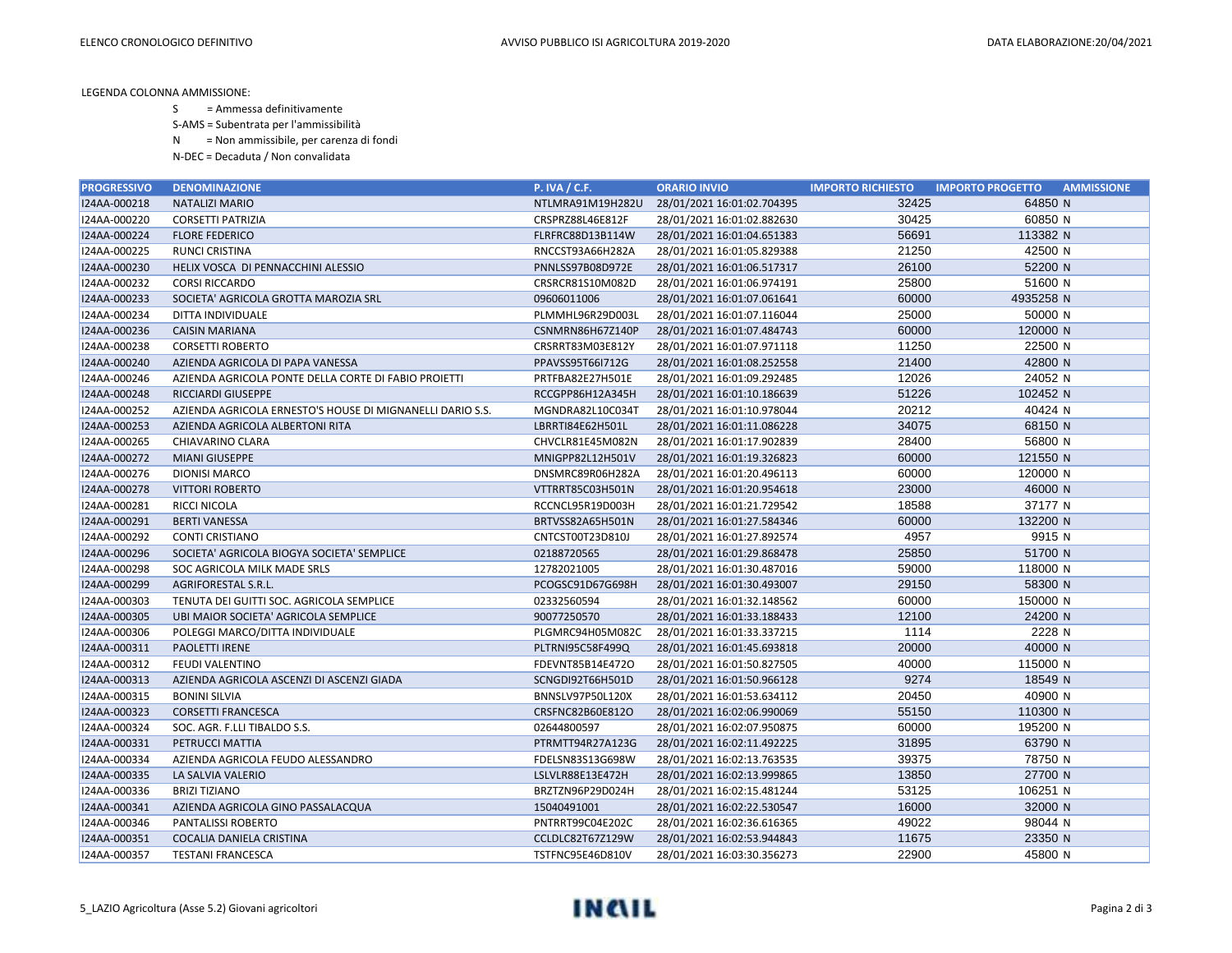LEGENDA COLONNA AMMISSIONE:

S = Ammessa definitivamente

S-AMS = Subentrata per l'ammissibilità

N = Non ammissibile, per carenza di fondi

N-DEC = Decaduta / Non convalidata

| PROGRESSIVO | DENOMINAZIONE | P. IVA / C.F. | ORARIO INVIO | IMPORTO RICHIESTO | IMPORTO PROGETTO | AMMISSIONE |
|---|---|---|---|---|---|---|
| I24AA-000218 | NATALIZI MARIO | NTLMRA91M19H282U | 28/01/2021 16:01:02.704395 | 32425 | 64850 | N |
| I24AA-000220 | CORSETTI PATRIZIA | CRSPRZ88L46E812F | 28/01/2021 16:01:02.882630 | 30425 | 60850 | N |
| I24AA-000224 | FLORE FEDERICO | FLRFRC88D13B114W | 28/01/2021 16:01:04.651383 | 56691 | 113382 | N |
| I24AA-000225 | RUNCI CRISTINA | RNCCST93A66H282A | 28/01/2021 16:01:05.829388 | 21250 | 42500 | N |
| I24AA-000230 | HELIX VOSCA DI PENNACCHINI ALESSIO | PNNLSS97B08D972E | 28/01/2021 16:01:06.517317 | 26100 | 52200 | N |
| I24AA-000232 | CORSI RICCARDO | CRSRCR81S10M082D | 28/01/2021 16:01:06.974191 | 25800 | 51600 | N |
| I24AA-000233 | SOCIETA' AGRICOLA GROTTA MAROZIA SRL | 09606011006 | 28/01/2021 16:01:07.061641 | 60000 | 4935258 | N |
| I24AA-000234 | DITTA INDIVIDUALE | PLMMHL96R29D003L | 28/01/2021 16:01:07.116044 | 25000 | 50000 | N |
| I24AA-000236 | CAISIN MARIANA | CSNMRN86H67Z140P | 28/01/2021 16:01:07.484743 | 60000 | 120000 | N |
| I24AA-000238 | CORSETTI ROBERTO | CRSRRT83M03E812Y | 28/01/2021 16:01:07.971118 | 11250 | 22500 | N |
| I24AA-000240 | AZIENDA AGRICOLA DI PAPA VANESSA | PPAVSS95T66I712G | 28/01/2021 16:01:08.252558 | 21400 | 42800 | N |
| I24AA-000246 | AZIENDA AGRICOLA PONTE DELLA CORTE DI FABIO PROIETTI | PRTFBA82E27H501E | 28/01/2021 16:01:09.292485 | 12026 | 24052 | N |
| I24AA-000248 | RICCIARDI GIUSEPPE | RCCGPP86H12A345H | 28/01/2021 16:01:10.186639 | 51226 | 102452 | N |
| I24AA-000252 | AZIENDA AGRICOLA ERNESTO'S HOUSE DI MIGNANELLI DARIO S.S. | MGNDRA82L10C034T | 28/01/2021 16:01:10.978044 | 20212 | 40424 | N |
| I24AA-000253 | AZIENDA AGRICOLA ALBERTONI RITA | LBRRTI84E62H501L | 28/01/2021 16:01:11.086228 | 34075 | 68150 | N |
| I24AA-000265 | CHIAVARINO CLARA | CHVCLR81E45M082N | 28/01/2021 16:01:17.902839 | 28400 | 56800 | N |
| I24AA-000272 | MIANI GIUSEPPE | MNIGPP82L12H501V | 28/01/2021 16:01:19.326823 | 60000 | 121550 | N |
| I24AA-000276 | DIONISI MARCO | DNSMRC89R06H282A | 28/01/2021 16:01:20.496113 | 60000 | 120000 | N |
| I24AA-000278 | VITTORI ROBERTO | VTTRRT85C03H501N | 28/01/2021 16:01:20.954618 | 23000 | 46000 | N |
| I24AA-000281 | RICCI NICOLA | RCCNCL95R19D003H | 28/01/2021 16:01:21.729542 | 18588 | 37177 | N |
| I24AA-000291 | BERTI VANESSA | BRTVSS82A65H501N | 28/01/2021 16:01:27.584346 | 60000 | 132200 | N |
| I24AA-000292 | CONTI CRISTIANO | CNTCST00T23D810J | 28/01/2021 16:01:27.892574 | 4957 | 9915 | N |
| I24AA-000296 | SOCIETA' AGRICOLA BIOGYA SOCIETA' SEMPLICE | 02188720565 | 28/01/2021 16:01:29.868478 | 25850 | 51700 | N |
| I24AA-000298 | SOC AGRICOLA MILK MADE SRLS | 12782021005 | 28/01/2021 16:01:30.487016 | 59000 | 118000 | N |
| I24AA-000299 | AGRIFORESTAL S.R.L. | PCOGSC91D67G698H | 28/01/2021 16:01:30.493007 | 29150 | 58300 | N |
| I24AA-000303 | TENUTA DEI GUITTI SOC. AGRICOLA SEMPLICE | 02332560594 | 28/01/2021 16:01:32.148562 | 60000 | 150000 | N |
| I24AA-000305 | UBI MAIOR SOCIETA' AGRICOLA SEMPLICE | 90077250570 | 28/01/2021 16:01:33.188433 | 12100 | 24200 | N |
| I24AA-000306 | POLEGGI MARCO/DITTA INDIVIDUALE | PLGMRC94H05M082C | 28/01/2021 16:01:33.337215 | 1114 | 2228 | N |
| I24AA-000311 | PAOLETTI IRENE | PLTRNI95C58F499Q | 28/01/2021 16:01:45.693818 | 20000 | 40000 | N |
| I24AA-000312 | FEUDI VALENTINO | FDEVNT85B14E472O | 28/01/2021 16:01:50.827505 | 40000 | 115000 | N |
| I24AA-000313 | AZIENDA AGRICOLA ASCENZI DI ASCENZI GIADA | SCNGDI92T66H501D | 28/01/2021 16:01:50.966128 | 9274 | 18549 | N |
| I24AA-000315 | BONINI SILVIA | BNNSLV97P50L120X | 28/01/2021 16:01:53.634112 | 20450 | 40900 | N |
| I24AA-000323 | CORSETTI FRANCESCA | CRSFNC82B60E812O | 28/01/2021 16:02:06.990069 | 55150 | 110300 | N |
| I24AA-000324 | SOC. AGR. F.LLI TIBALDO S.S. | 02644800597 | 28/01/2021 16:02:07.950875 | 60000 | 195200 | N |
| I24AA-000331 | PETRUCCI MATTIA | PTRMTT94R27A123G | 28/01/2021 16:02:11.492225 | 31895 | 63790 | N |
| I24AA-000334 | AZIENDA AGRICOLA FEUDO ALESSANDRO | FDELSN83S13G698W | 28/01/2021 16:02:13.763535 | 39375 | 78750 | N |
| I24AA-000335 | LA SALVIA VALERIO | LSLVLR88E13E472H | 28/01/2021 16:02:13.999865 | 13850 | 27700 | N |
| I24AA-000336 | BRIZI TIZIANO | BRZTZN96P29D024H | 28/01/2021 16:02:15.481244 | 53125 | 106251 | N |
| I24AA-000341 | AZIENDA AGRICOLA GINO PASSALACQUA | 15040491001 | 28/01/2021 16:02:22.530547 | 16000 | 32000 | N |
| I24AA-000346 | PANTALISSI ROBERTO | PNTRRT99C04E202C | 28/01/2021 16:02:36.616365 | 49022 | 98044 | N |
| I24AA-000351 | COCALIA DANIELA CRISTINA | CCLDLC82T67Z129W | 28/01/2021 16:02:53.944843 | 11675 | 23350 | N |
| I24AA-000357 | TESTANI FRANCESCA | TSTFNC95E46D810V | 28/01/2021 16:03:30.356273 | 22900 | 45800 | N |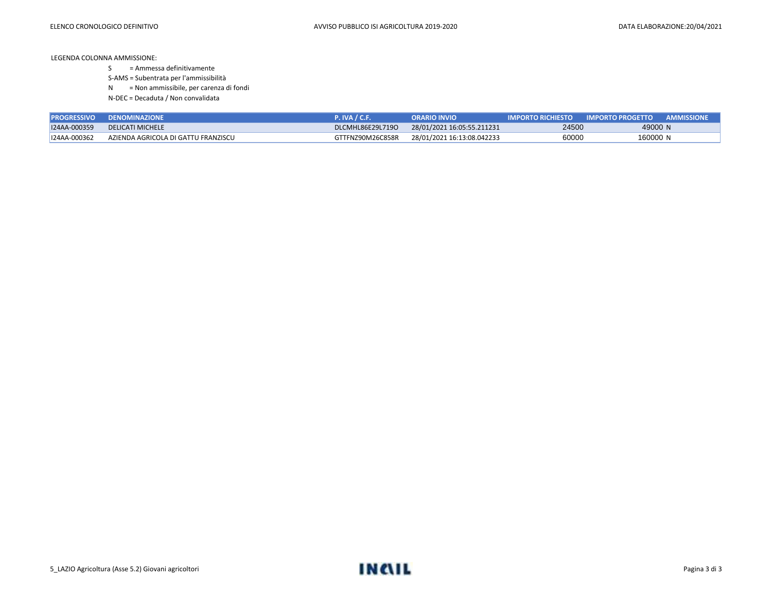LEGENDA COLONNA AMMISSIONE:

- S = Ammessa definitivamente
- S-AMS = Subentrata per l'ammissibilità
- N = Non ammissibile, per carenza di fondi
- N-DEC = Decaduta / Non convalidata

| PROGRESSIVO | DENOMINAZIONE | P. IVA / C.F. | ORARIO INVIO | IMPORTO RICHIESTO | IMPORTO PROGETTO | AMMISSIONE |
|---|---|---|---|---|---|---|
| I24AA-000359 | DELICATI MICHELE | DLCMHL86E29L719O | 28/01/2021 16:05:55.211231 | 24500 | 49000 | N |
| I24AA-000362 | AZIENDA AGRICOLA DI GATTU FRANZISCU | GTTFNZ90M26C858R | 28/01/2021 16:13:08.042233 | 60000 | 160000 | N |